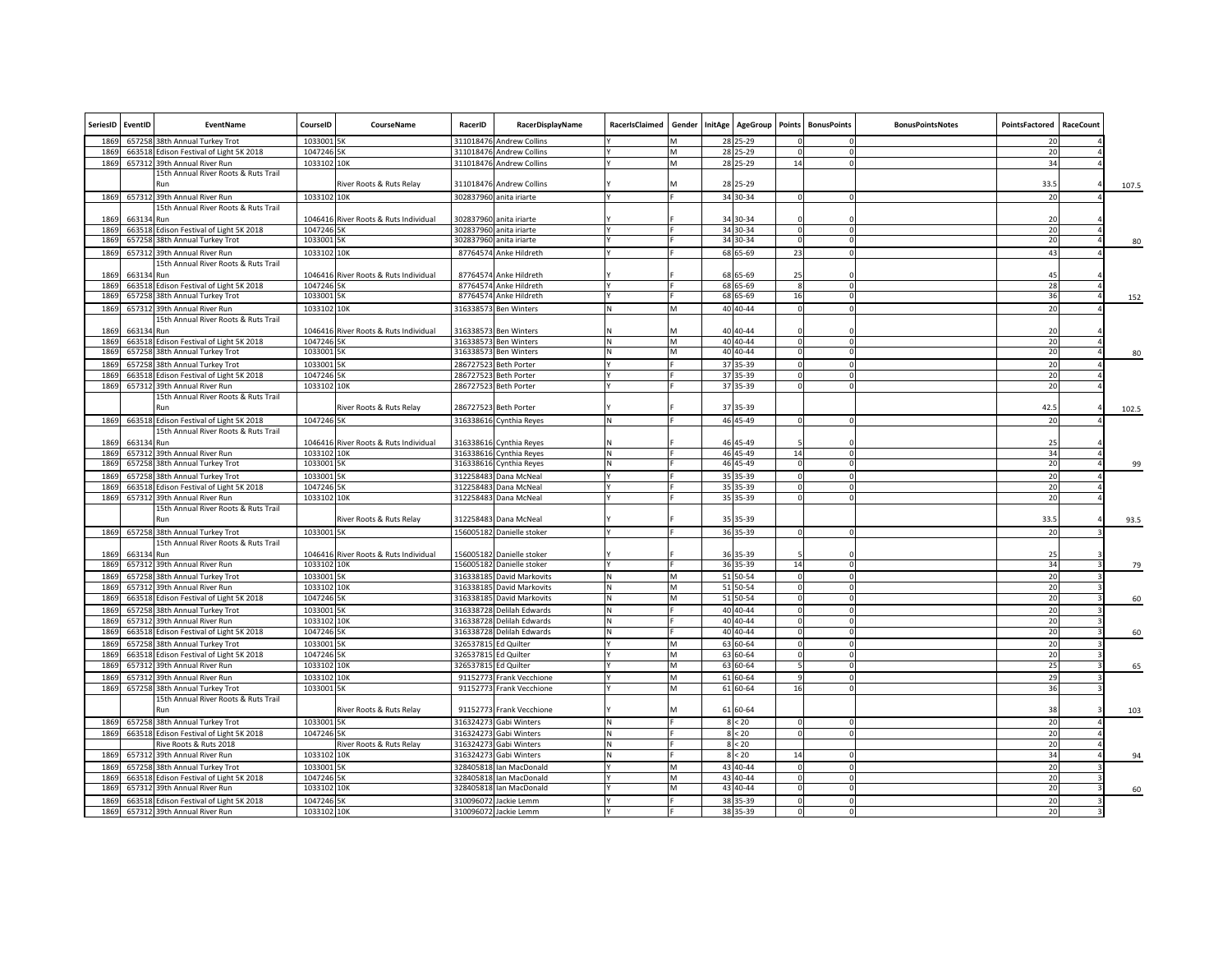| SeriesID | EventID | EventName | CourseID | CourseName | RacerID | RacerDisplayName | RacerIsClaimed | Gender | InitAge | AgeGroup | Points | BonusPoints | BonusPointsNotes | PointsFactored | RaceCount | |
|---|---|---|---|---|---|---|---|---|---|---|---|---|---|---|---|---|
| 1869 | 657258 | 38th Annual Turkey Trot | 1033001 | 5K | 311018476 | Andrew Collins | Y | M | 28 | 25-29 | 0 | 0 | | 20 | 4 | |
| 1869 | 663518 | Edison Festival of Light 5K 2018 | 1047246 | 5K | 311018476 | Andrew Collins | Y | M | 28 | 25-29 | 0 | 0 | | 20 | 4 | |
| 1869 | 657312 | 39th Annual River Run | 1033102 | 10K | 311018476 | Andrew Collins | Y | M | 28 | 25-29 | 14 | 0 | | 34 | 4 | |
| | | 15th Annual River Roots & Ruts Trail Run | | River Roots & Ruts Relay | 311018476 | Andrew Collins | Y | M | 28 | 25-29 | | | | 33.5 | 4 | 107.5 |
| 1869 | 657312 | 39th Annual River Run | 1033102 | 10K | 302837960 | anita iriarte | Y | F | 34 | 30-34 | 0 | 0 | | 20 | 4 | |
| 1869 | 663134 | 15th Annual River Roots & Ruts Trail Run | 1046416 | River Roots & Ruts Individual | 302837960 | anita iriarte | Y | F | 34 | 30-34 | 0 | 0 | | 20 | 4 | |
| 1869 | 663518 | Edison Festival of Light 5K 2018 | 1047246 | 5K | 302837960 | anita iriarte | Y | F | 34 | 30-34 | 0 | 0 | | 20 | 4 | |
| 1869 | 657258 | 38th Annual Turkey Trot | 1033001 | 5K | 302837960 | anita iriarte | Y | F | 34 | 30-34 | 0 | 0 | | 20 | 4 | 80 |
| 1869 | 657312 | 39th Annual River Run | 1033102 | 10K | 87764574 | Anke Hildreth | Y | F | 68 | 65-69 | 23 | 0 | | 43 | 4 | |
| 1869 | 663134 | 15th Annual River Roots & Ruts Trail Run | 1046416 | River Roots & Ruts Individual | 87764574 | Anke Hildreth | Y | F | 68 | 65-69 | 25 | 0 | | 45 | 4 | |
| 1869 | 663518 | Edison Festival of Light 5K 2018 | 1047246 | 5K | 87764574 | Anke Hildreth | Y | F | 68 | 65-69 | 8 | 0 | | 28 | 4 | |
| 1869 | 657258 | 38th Annual Turkey Trot | 1033001 | 5K | 87764574 | Anke Hildreth | Y | F | 68 | 65-69 | 16 | 0 | | 36 | 4 | 152 |
| 1869 | 657312 | 39th Annual River Run | 1033102 | 10K | 316338573 | Ben Winters | N | M | 40 | 40-44 | 0 | 0 | | 20 | 4 | |
| 1869 | 663134 | 15th Annual River Roots & Ruts Trail Run | 1046416 | River Roots & Ruts Individual | 316338573 | Ben Winters | N | M | 40 | 40-44 | 0 | 0 | | 20 | 4 | |
| 1869 | 663518 | Edison Festival of Light 5K 2018 | 1047246 | 5K | 316338573 | Ben Winters | N | M | 40 | 40-44 | 0 | 0 | | 20 | 4 | |
| 1869 | 657258 | 38th Annual Turkey Trot | 1033001 | 5K | 316338573 | Ben Winters | N | M | 40 | 40-44 | 0 | 0 | | 20 | 4 | 80 |
| 1869 | 657258 | 38th Annual Turkey Trot | 1033001 | 5K | 286727523 | Beth Porter | Y | F | 37 | 35-39 | 0 | 0 | | 20 | 4 | |
| 1869 | 663518 | Edison Festival of Light 5K 2018 | 1047246 | 5K | 286727523 | Beth Porter | Y | F | 37 | 35-39 | 0 | 0 | | 20 | 4 | |
| 1869 | 657312 | 39th Annual River Run | 1033102 | 10K | 286727523 | Beth Porter | Y | F | 37 | 35-39 | 0 | 0 | | 20 | 4 | |
| | | 15th Annual River Roots & Ruts Trail Run | | River Roots & Ruts Relay | 286727523 | Beth Porter | Y | F | 37 | 35-39 | | | | 42.5 | 4 | 102.5 |
| 1869 | 663518 | Edison Festival of Light 5K 2018 | 1047246 | 5K | 316338616 | Cynthia Reyes | N | F | 46 | 45-49 | 0 | 0 | | 20 | 4 | |
| 1869 | 663134 | 15th Annual River Roots & Ruts Trail Run | 1046416 | River Roots & Ruts Individual | 316338616 | Cynthia Reyes | N | F | 46 | 45-49 | 5 | 0 | | 25 | 4 | |
| 1869 | 657312 | 39th Annual River Run | 1033102 | 10K | 316338616 | Cynthia Reyes | N | F | 46 | 45-49 | 14 | 0 | | 34 | 4 | |
| 1869 | 657258 | 38th Annual Turkey Trot | 1033001 | 5K | 316338616 | Cynthia Reyes | N | F | 46 | 45-49 | 0 | 0 | | 20 | 4 | 99 |
| 1869 | 657258 | 38th Annual Turkey Trot | 1033001 | 5K | 312258483 | Dana McNeal | Y | F | 35 | 35-39 | 0 | 0 | | 20 | 4 | |
| 1869 | 663518 | Edison Festival of Light 5K 2018 | 1047246 | 5K | 312258483 | Dana McNeal | Y | F | 35 | 35-39 | 0 | 0 | | 20 | 4 | |
| 1869 | 657312 | 39th Annual River Run | 1033102 | 10K | 312258483 | Dana McNeal | Y | F | 35 | 35-39 | 0 | 0 | | 20 | 4 | |
| | | 15th Annual River Roots & Ruts Trail Run | | River Roots & Ruts Relay | 312258483 | Dana McNeal | Y | F | 35 | 35-39 | | | | 33.5 | 4 | 93.5 |
| 1869 | 657258 | 38th Annual Turkey Trot | 1033001 | 5K | 156005182 | Danielle stoker | Y | F | 36 | 35-39 | 0 | 0 | | 20 | 3 | |
| 1869 | 663134 | 15th Annual River Roots & Ruts Trail Run | 1046416 | River Roots & Ruts Individual | 156005182 | Danielle stoker | Y | F | 36 | 35-39 | 5 | 0 | | 25 | 3 | |
| 1869 | 657312 | 39th Annual River Run | 1033102 | 10K | 156005182 | Danielle stoker | Y | F | 36 | 35-39 | 14 | 0 | | 34 | 3 | 79 |
| 1869 | 657258 | 38th Annual Turkey Trot | 1033001 | 5K | 316338185 | David Markovits | N | M | 51 | 50-54 | 0 | 0 | | 20 | 3 | |
| 1869 | 657312 | 39th Annual River Run | 1033102 | 10K | 316338185 | David Markovits | N | M | 51 | 50-54 | 0 | 0 | | 20 | 3 | |
| 1869 | 663518 | Edison Festival of Light 5K 2018 | 1047246 | 5K | 316338185 | David Markovits | N | M | 51 | 50-54 | 0 | 0 | | 20 | 3 | 60 |
| 1869 | 657258 | 38th Annual Turkey Trot | 1033001 | 5K | 316338728 | Delilah Edwards | N | F | 40 | 40-44 | 0 | 0 | | 20 | 3 | |
| 1869 | 657312 | 39th Annual River Run | 1033102 | 10K | 316338728 | Delilah Edwards | N | F | 40 | 40-44 | 0 | 0 | | 20 | 3 | |
| 1869 | 663518 | Edison Festival of Light 5K 2018 | 1047246 | 5K | 316338728 | Delilah Edwards | N | F | 40 | 40-44 | 0 | 0 | | 20 | 3 | 60 |
| 1869 | 657258 | 38th Annual Turkey Trot | 1033001 | 5K | 326537815 | Ed Quilter | Y | M | 63 | 60-64 | 0 | 0 | | 20 | 3 | |
| 1869 | 663518 | Edison Festival of Light 5K 2018 | 1047246 | 5K | 326537815 | Ed Quilter | Y | M | 63 | 60-64 | 0 | 0 | | 20 | 3 | |
| 1869 | 657312 | 39th Annual River Run | 1033102 | 10K | 326537815 | Ed Quilter | Y | M | 63 | 60-64 | 5 | 0 | | 25 | 3 | 65 |
| 1869 | 657312 | 39th Annual River Run | 1033102 | 10K | 91152773 | Frank Vecchione | Y | M | 61 | 60-64 | 9 | 0 | | 29 | 3 | |
| 1869 | 657258 | 38th Annual Turkey Trot | 1033001 | 5K | 91152773 | Frank Vecchione | Y | M | 61 | 60-64 | 16 | 0 | | 36 | 3 | |
| | | 15th Annual River Roots & Ruts Trail Run | | River Roots & Ruts Relay | 91152773 | Frank Vecchione | Y | M | 61 | 60-64 | | | | 38 | 3 | 103 |
| 1869 | 657258 | 38th Annual Turkey Trot | 1033001 | 5K | 316324273 | Gabi Winters | N | F | 8 | < 20 | 0 | 0 | | 20 | 4 | |
| 1869 | 663518 | Edison Festival of Light 5K 2018 | 1047246 | 5K | 316324273 | Gabi Winters | N | F | 8 | < 20 | 0 | 0 | | 20 | 4 | |
| | | Rive Roots & Ruts 2018 | | River Roots & Ruts Relay | 316324273 | Gabi Winters | N | F | 8 | < 20 | | | | 20 | 4 | |
| 1869 | 657312 | 39th Annual River Run | 1033102 | 10K | 316324273 | Gabi Winters | N | F | 8 | < 20 | 14 | 0 | | 34 | 4 | 94 |
| 1869 | 657258 | 38th Annual Turkey Trot | 1033001 | 5K | 328405818 | Ian MacDonald | Y | M | 43 | 40-44 | 0 | 0 | | 20 | 3 | |
| 1869 | 663518 | Edison Festival of Light 5K 2018 | 1047246 | 5K | 328405818 | Ian MacDonald | Y | M | 43 | 40-44 | 0 | 0 | | 20 | 3 | |
| 1869 | 657312 | 39th Annual River Run | 1033102 | 10K | 328405818 | Ian MacDonald | Y | M | 43 | 40-44 | 0 | 0 | | 20 | 3 | 60 |
| 1869 | 663518 | Edison Festival of Light 5K 2018 | 1047246 | 5K | 310096072 | Jackie Lemm | Y | F | 38 | 35-39 | 0 | 0 | | 20 | 3 | |
| 1869 | 657312 | 39th Annual River Run | 1033102 | 10K | 310096072 | Jackie Lemm | Y | F | 38 | 35-39 | 0 | 0 | | 20 | 3 | |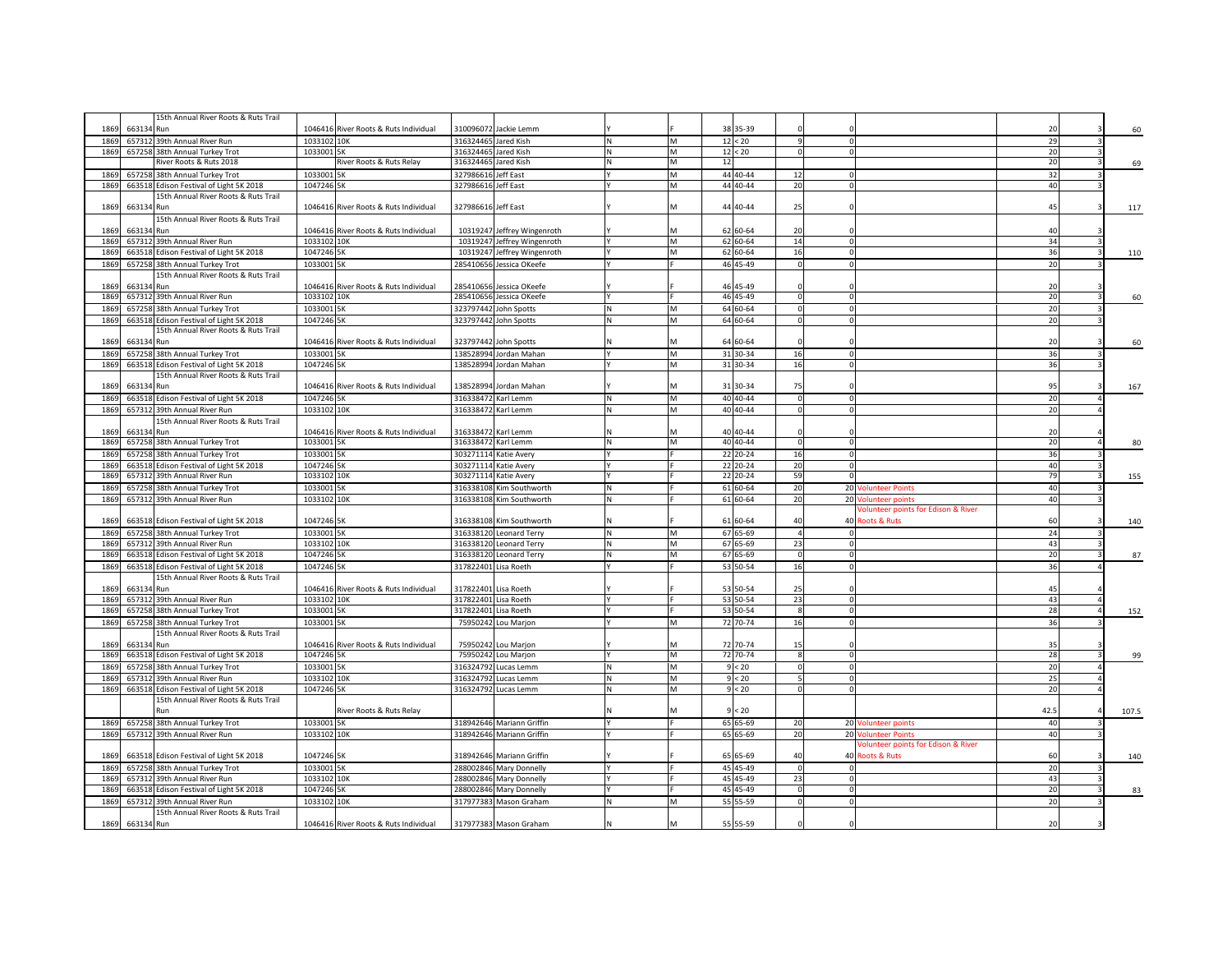| | | | | | | | | | | | | | | | | |
|---|---|---|---|---|---|---|---|---|---|---|---|---|---|---|---|---|
| 1869 | 663134 | 15th Annual River Roots & Ruts Trail Run | 1046416 | River Roots & Ruts Individual | 310096072 | Jackie Lemm | Y | F | 38 | 35-39 | 0 | 0 | | 20 | 3 | 60 |
| 1869 | 657312 | 39th Annual River Run | 1033102 | 10K | 316324465 | Jared Kish | N | M | 12 | < 20 | 9 | 0 | | 29 | 3 | |
| 1869 | 657258 | 38th Annual Turkey Trot | 1033001 | 5K | 316324465 | Jared Kish | N | M | 12 | < 20 | 0 | 0 | | 20 | 3 | |
| | | River Roots & Ruts 2018 | | River Roots & Ruts Relay | 316324465 | Jared Kish | N | M | 12 | | | | | 20 | 3 | 69 |
| 1869 | 657258 | 38th Annual Turkey Trot | 1033001 | 5K | 327986616 | Jeff East | Y | M | 44 | 40-44 | 12 | 0 | | 32 | 3 | |
| 1869 | 663518 | Edison Festival of Light 5K 2018 | 1047246 | 5K | 327986616 | Jeff East | Y | M | 44 | 40-44 | 20 | 0 | | 40 | 3 | |
| 1869 | 663134 | 15th Annual River Roots & Ruts Trail Run | 1046416 | River Roots & Ruts Individual | 327986616 | Jeff East | Y | M | 44 | 40-44 | 25 | 0 | | 45 | 3 | 117 |
| 1869 | 663134 | 15th Annual River Roots & Ruts Trail Run | 1046416 | River Roots & Ruts Individual | 10319247 | Jeffrey Wingenroth | Y | M | 62 | 60-64 | 20 | 0 | | 40 | 3 | |
| 1869 | 657312 | 39th Annual River Run | 1033102 | 10K | 10319247 | Jeffrey Wingenroth | Y | M | 62 | 60-64 | 14 | 0 | | 34 | 3 | |
| 1869 | 663518 | Edison Festival of Light 5K 2018 | 1047246 | 5K | 10319247 | Jeffrey Wingenroth | Y | M | 62 | 60-64 | 16 | 0 | | 36 | 3 | 110 |
| 1869 | 657258 | 38th Annual Turkey Trot | 1033001 | 5K | 285410656 | Jessica OKeefe | Y | F | 46 | 45-49 | 0 | 0 | | 20 | 3 | |
| 1869 | 663134 | 15th Annual River Roots & Ruts Trail Run | 1046416 | River Roots & Ruts Individual | 285410656 | Jessica OKeefe | Y | F | 46 | 45-49 | 0 | 0 | | 20 | 3 | |
| 1869 | 657312 | 39th Annual River Run | 1033102 | 10K | 285410656 | Jessica OKeefe | Y | F | 46 | 45-49 | 0 | 0 | | 20 | 3 | 60 |
| 1869 | 657258 | 38th Annual Turkey Trot | 1033001 | 5K | 323797442 | John Spotts | N | M | 64 | 60-64 | 0 | 0 | | 20 | 3 | |
| 1869 | 663518 | Edison Festival of Light 5K 2018 | 1047246 | 5K | 323797442 | John Spotts | N | M | 64 | 60-64 | 0 | 0 | | 20 | 3 | |
| 1869 | 663134 | 15th Annual River Roots & Ruts Trail Run | 1046416 | River Roots & Ruts Individual | 323797442 | John Spotts | N | M | 64 | 60-64 | 0 | 0 | | 20 | 3 | 60 |
| 1869 | 657258 | 38th Annual Turkey Trot | 1033001 | 5K | 138528994 | Jordan Mahan | Y | M | 31 | 30-34 | 16 | 0 | | 36 | 3 | |
| 1869 | 663518 | Edison Festival of Light 5K 2018 | 1047246 | 5K | 138528994 | Jordan Mahan | Y | M | 31 | 30-34 | 16 | 0 | | 36 | 3 | |
| 1869 | 663134 | 15th Annual River Roots & Ruts Trail Run | 1046416 | River Roots & Ruts Individual | 138528994 | Jordan Mahan | Y | M | 31 | 30-34 | 75 | 0 | | 95 | 3 | 167 |
| 1869 | 663518 | Edison Festival of Light 5K 2018 | 1047246 | 5K | 316338472 | Karl Lemm | N | M | 40 | 40-44 | 0 | 0 | | 20 | 4 | |
| 1869 | 657312 | 39th Annual River Run | 1033102 | 10K | 316338472 | Karl Lemm | N | M | 40 | 40-44 | 0 | 0 | | 20 | 4 | |
| 1869 | 663134 | 15th Annual River Roots & Ruts Trail Run | 1046416 | River Roots & Ruts Individual | 316338472 | Karl Lemm | N | M | 40 | 40-44 | 0 | 0 | | 20 | 4 | |
| 1869 | 657258 | 38th Annual Turkey Trot | 1033001 | 5K | 316338472 | Karl Lemm | N | M | 40 | 40-44 | 0 | 0 | | 20 | 4 | 80 |
| 1869 | 657258 | 38th Annual Turkey Trot | 1033001 | 5K | 303271114 | Katie Avery | Y | F | 22 | 20-24 | 16 | 0 | | 36 | 3 | |
| 1869 | 663518 | Edison Festival of Light 5K 2018 | 1047246 | 5K | 303271114 | Katie Avery | Y | F | 22 | 20-24 | 20 | 0 | | 40 | 3 | |
| 1869 | 657312 | 39th Annual River Run | 1033102 | 10K | 303271114 | Katie Avery | Y | F | 22 | 20-24 | 59 | 0 | | 79 | 3 | 155 |
| 1869 | 657258 | 38th Annual Turkey Trot | 1033001 | 5K | 316338108 | Kim Southworth | N | F | 61 | 60-64 | 20 | 20 | Volunteer Points | 40 | 3 | |
| 1869 | 657312 | 39th Annual River Run | 1033102 | 10K | 316338108 | Kim Southworth | N | F | 61 | 60-64 | 20 | 20 | Volunteer points | 40 | 3 | |
| 1869 | 663518 | Edison Festival of Light 5K 2018 | 1047246 | 5K | 316338108 | Kim Southworth | N | F | 61 | 60-64 | 40 | 40 | Volunteer points for Edison & River Roots & Ruts | 60 | 3 | 140 |
| 1869 | 657258 | 38th Annual Turkey Trot | 1033001 | 5K | 316338120 | Leonard Terry | N | M | 67 | 65-69 | 4 | 0 | | 24 | 3 | |
| 1869 | 657312 | 39th Annual River Run | 1033102 | 10K | 316338120 | Leonard Terry | N | M | 67 | 65-69 | 23 | 0 | | 43 | 3 | |
| 1869 | 663518 | Edison Festival of Light 5K 2018 | 1047246 | 5K | 316338120 | Leonard Terry | N | M | 67 | 65-69 | 0 | 0 | | 20 | 3 | 87 |
| 1869 | 663518 | Edison Festival of Light 5K 2018 | 1047246 | 5K | 317822401 | Lisa Roeth | Y | F | 53 | 50-54 | 16 | 0 | | 36 | 4 | |
| 1869 | 663134 | 15th Annual River Roots & Ruts Trail Run | 1046416 | River Roots & Ruts Individual | 317822401 | Lisa Roeth | Y | F | 53 | 50-54 | 25 | 0 | | 45 | 4 | |
| 1869 | 657312 | 39th Annual River Run | 1033102 | 10K | 317822401 | Lisa Roeth | Y | F | 53 | 50-54 | 23 | 0 | | 43 | 4 | |
| 1869 | 657258 | 38th Annual Turkey Trot | 1033001 | 5K | 317822401 | Lisa Roeth | Y | F | 53 | 50-54 | 8 | 0 | | 28 | 4 | 152 |
| 1869 | 657258 | 38th Annual Turkey Trot | 1033001 | 5K | 75950242 | Lou Marjon | Y | M | 72 | 70-74 | 16 | 0 | | 36 | 3 | |
| 1869 | 663134 | 15th Annual River Roots & Ruts Trail Run | 1046416 | River Roots & Ruts Individual | 75950242 | Lou Marjon | Y | M | 72 | 70-74 | 15 | 0 | | 35 | 3 | |
| 1869 | 663518 | Edison Festival of Light 5K 2018 | 1047246 | 5K | 75950242 | Lou Marjon | Y | M | 72 | 70-74 | 8 | 0 | | 28 | 3 | 99 |
| 1869 | 657258 | 38th Annual Turkey Trot | 1033001 | 5K | 316324792 | Lucas Lemm | N | M | 9 | < 20 | 0 | 0 | | 20 | 4 | |
| 1869 | 657312 | 39th Annual River Run | 1033102 | 10K | 316324792 | Lucas Lemm | N | M | 9 | < 20 | 5 | 0 | | 25 | 4 | |
| 1869 | 663518 | Edison Festival of Light 5K 2018 | 1047246 | 5K | 316324792 | Lucas Lemm | N | M | 9 | < 20 | 0 | 0 | | 20 | 4 | |
| | | 15th Annual River Roots & Ruts Trail Run | | River Roots & Ruts Relay | | | N | M | 9 | < 20 | | | | 42.5 | 4 | 107.5 |
| 1869 | 657258 | 38th Annual Turkey Trot | 1033001 | 5K | 318942646 | Mariann Griffin | Y | F | 65 | 65-69 | 20 | 20 | Volunteer points | 40 | 3 | |
| 1869 | 657312 | 39th Annual River Run | 1033102 | 10K | 318942646 | Mariann Griffin | Y | F | 65 | 65-69 | 20 | 20 | Volunteer Points | 40 | 3 | |
| 1869 | 663518 | Edison Festival of Light 5K 2018 | 1047246 | 5K | 318942646 | Mariann Griffin | Y | F | 65 | 65-69 | 40 | 40 | Volunteer points for Edison & River Roots & Ruts | 60 | 3 | 140 |
| 1869 | 657258 | 38th Annual Turkey Trot | 1033001 | 5K | 288002846 | Mary Donnelly | Y | F | 45 | 45-49 | 0 | 0 | | 20 | 3 | |
| 1869 | 657312 | 39th Annual River Run | 1033102 | 10K | 288002846 | Mary Donnelly | Y | F | 45 | 45-49 | 23 | 0 | | 43 | 3 | |
| 1869 | 663518 | Edison Festival of Light 5K 2018 | 1047246 | 5K | 288002846 | Mary Donnelly | Y | F | 45 | 45-49 | 0 | 0 | | 20 | 3 | 83 |
| 1869 | 657312 | 39th Annual River Run | 1033102 | 10K | 317977383 | Mason Graham | N | M | 55 | 55-59 | 0 | 0 | | 20 | 3 | |
| 1869 | 663134 | 15th Annual River Roots & Ruts Trail Run | 1046416 | River Roots & Ruts Individual | 317977383 | Mason Graham | N | M | 55 | 55-59 | 0 | 0 | | 20 | 3 | |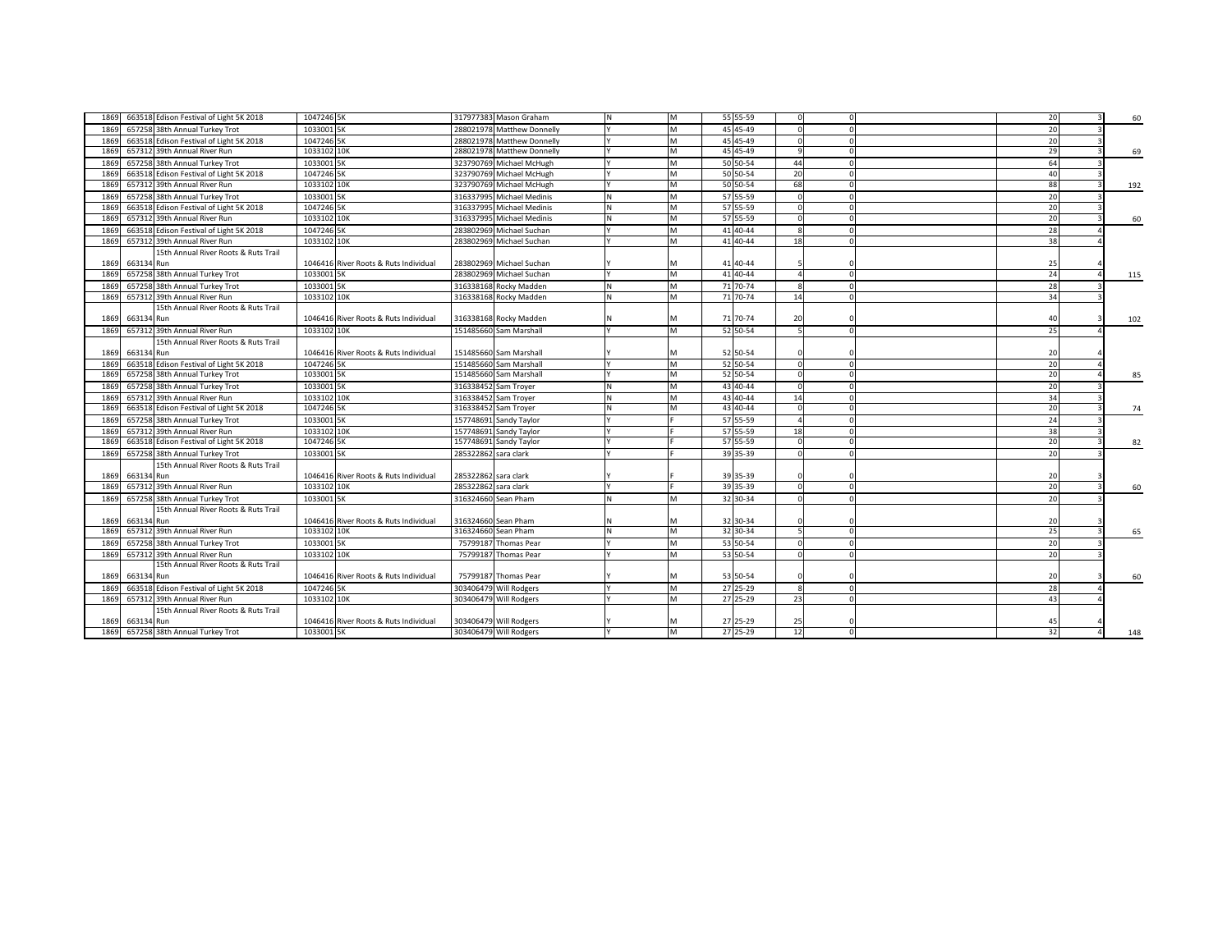| | | | | | | | | | | | | | | | | |
|---|---|---|---|---|---|---|---|---|---|---|---|---|---|---|---|---|
| 1869 | 663518 | Edison Festival of Light 5K 2018 | 1047246 | 5K | 317977383 | Mason Graham | N | M | 55 | 55-59 | 0 | 0 | | 20 | 3 | 60 |
| 1869 | 657258 | 38th Annual Turkey Trot | 1033001 | 5K | 288021978 | Matthew Donnelly | Y | M | 45 | 45-49 | 0 | 0 | | 20 | 3 | |
| 1869 | 663518 | Edison Festival of Light 5K 2018 | 1047246 | 5K | 288021978 | Matthew Donnelly | Y | M | 45 | 45-49 | 0 | 0 | | 20 | 3 | |
| 1869 | 657312 | 39th Annual River Run | 1033102 | 10K | 288021978 | Matthew Donnelly | Y | M | 45 | 45-49 | 9 | 0 | | 29 | 3 | 69 |
| 1869 | 657258 | 38th Annual Turkey Trot | 1033001 | 5K | 323790769 | Michael McHugh | Y | M | 50 | 50-54 | 44 | 0 | | 64 | 3 | |
| 1869 | 663518 | Edison Festival of Light 5K 2018 | 1047246 | 5K | 323790769 | Michael McHugh | Y | M | 50 | 50-54 | 20 | 0 | | 40 | 3 | |
| 1869 | 657312 | 39th Annual River Run | 1033102 | 10K | 323790769 | Michael McHugh | Y | M | 50 | 50-54 | 68 | 0 | | 88 | 3 | 192 |
| 1869 | 657258 | 38th Annual Turkey Trot | 1033001 | 5K | 316337995 | Michael Medinis | N | M | 57 | 55-59 | 0 | 0 | | 20 | 3 | |
| 1869 | 663518 | Edison Festival of Light 5K 2018 | 1047246 | 5K | 316337995 | Michael Medinis | N | M | 57 | 55-59 | 0 | 0 | | 20 | 3 | |
| 1869 | 657312 | 39th Annual River Run | 1033102 | 10K | 316337995 | Michael Medinis | N | M | 57 | 55-59 | 0 | 0 | | 20 | 3 | 60 |
| 1869 | 663518 | Edison Festival of Light 5K 2018 | 1047246 | 5K | 283802969 | Michael Suchan | Y | M | 41 | 40-44 | 8 | 0 | | 28 | 4 | |
| 1869 | 657312 | 39th Annual River Run | 1033102 | 10K | 283802969 | Michael Suchan | Y | M | 41 | 40-44 | 18 | 0 | | 38 | 4 | |
| 1869 | 663134 | 15th Annual River Roots & Ruts Trail Run | 1046416 | River Roots & Ruts Individual | 283802969 | Michael Suchan | Y | M | 41 | 40-44 | 5 | 0 | | 25 | 4 | |
| 1869 | 657258 | 38th Annual Turkey Trot | 1033001 | 5K | 283802969 | Michael Suchan | Y | M | 41 | 40-44 | 4 | 0 | | 24 | 4 | 115 |
| 1869 | 657258 | 38th Annual Turkey Trot | 1033001 | 5K | 316338168 | Rocky Madden | N | M | 71 | 70-74 | 8 | 0 | | 28 | 3 | |
| 1869 | 657312 | 39th Annual River Run | 1033102 | 10K | 316338168 | Rocky Madden | N | M | 71 | 70-74 | 14 | 0 | | 34 | 3 | |
| 1869 | 663134 | 15th Annual River Roots & Ruts Trail Run | 1046416 | River Roots & Ruts Individual | 316338168 | Rocky Madden | N | M | 71 | 70-74 | 20 | 0 | | 40 | 3 | 102 |
| 1869 | 657312 | 39th Annual River Run | 1033102 | 10K | 151485660 | Sam Marshall | Y | M | 52 | 50-54 | 5 | 0 | | 25 | 4 | |
| 1869 | 663134 | 15th Annual River Roots & Ruts Trail Run | 1046416 | River Roots & Ruts Individual | 151485660 | Sam Marshall | Y | M | 52 | 50-54 | 0 | 0 | | 20 | 4 | |
| 1869 | 663518 | Edison Festival of Light 5K 2018 | 1047246 | 5K | 151485660 | Sam Marshall | Y | M | 52 | 50-54 | 0 | 0 | | 20 | 4 | |
| 1869 | 657258 | 38th Annual Turkey Trot | 1033001 | 5K | 151485660 | Sam Marshall | Y | M | 52 | 50-54 | 0 | 0 | | 20 | 4 | 85 |
| 1869 | 657258 | 38th Annual Turkey Trot | 1033001 | 5K | 316338452 | Sam Troyer | N | M | 43 | 40-44 | 0 | 0 | | 20 | 3 | |
| 1869 | 657312 | 39th Annual River Run | 1033102 | 10K | 316338452 | Sam Troyer | N | M | 43 | 40-44 | 14 | 0 | | 34 | 3 | |
| 1869 | 663518 | Edison Festival of Light 5K 2018 | 1047246 | 5K | 316338452 | Sam Troyer | N | M | 43 | 40-44 | 0 | 0 | | 20 | 3 | 74 |
| 1869 | 657258 | 38th Annual Turkey Trot | 1033001 | 5K | 157748691 | Sandy Taylor | Y | F | 57 | 55-59 | 4 | 0 | | 24 | 3 | |
| 1869 | 657312 | 39th Annual River Run | 1033102 | 10K | 157748691 | Sandy Taylor | Y | F | 57 | 55-59 | 18 | 0 | | 38 | 3 | |
| 1869 | 663518 | Edison Festival of Light 5K 2018 | 1047246 | 5K | 157748691 | Sandy Taylor | Y | F | 57 | 55-59 | 0 | 0 | | 20 | 3 | 82 |
| 1869 | 657258 | 38th Annual Turkey Trot | 1033001 | 5K | 285322862 | sara clark | Y | F | 39 | 35-39 | 0 | 0 | | 20 | 3 | |
| 1869 | 663134 | 15th Annual River Roots & Ruts Trail Run | 1046416 | River Roots & Ruts Individual | 285322862 | sara clark | Y | F | 39 | 35-39 | 0 | 0 | | 20 | 3 | |
| 1869 | 657312 | 39th Annual River Run | 1033102 | 10K | 285322862 | sara clark | Y | F | 39 | 35-39 | 0 | 0 | | 20 | 3 | 60 |
| 1869 | 657258 | 38th Annual Turkey Trot | 1033001 | 5K | 316324660 | Sean Pham | N | M | 32 | 30-34 | 0 | 0 | | 20 | 3 | |
| 1869 | 663134 | 15th Annual River Roots & Ruts Trail Run | 1046416 | River Roots & Ruts Individual | 316324660 | Sean Pham | N | M | 32 | 30-34 | 0 | 0 | | 20 | 3 | |
| 1869 | 657312 | 39th Annual River Run | 1033102 | 10K | 316324660 | Sean Pham | N | M | 32 | 30-34 | 5 | 0 | | 25 | 3 | 65 |
| 1869 | 657258 | 38th Annual Turkey Trot | 1033001 | 5K | 75799187 | Thomas Pear | Y | M | 53 | 50-54 | 0 | 0 | | 20 | 3 | |
| 1869 | 657312 | 39th Annual River Run | 1033102 | 10K | 75799187 | Thomas Pear | Y | M | 53 | 50-54 | 0 | 0 | | 20 | 3 | |
| 1869 | 663134 | 15th Annual River Roots & Ruts Trail Run | 1046416 | River Roots & Ruts Individual | 75799187 | Thomas Pear | Y | M | 53 | 50-54 | 0 | 0 | | 20 | 3 | 60 |
| 1869 | 663518 | Edison Festival of Light 5K 2018 | 1047246 | 5K | 303406479 | Will Rodgers | Y | M | 27 | 25-29 | 8 | 0 | | 28 | 4 | |
| 1869 | 657312 | 39th Annual River Run | 1033102 | 10K | 303406479 | Will Rodgers | Y | M | 27 | 25-29 | 23 | 0 | | 43 | 4 | |
| 1869 | 663134 | 15th Annual River Roots & Ruts Trail Run | 1046416 | River Roots & Ruts Individual | 303406479 | Will Rodgers | Y | M | 27 | 25-29 | 25 | 0 | | 45 | 4 | |
| 1869 | 657258 | 38th Annual Turkey Trot | 1033001 | 5K | 303406479 | Will Rodgers | Y | M | 27 | 25-29 | 12 | 0 | | 32 | 4 | 148 |